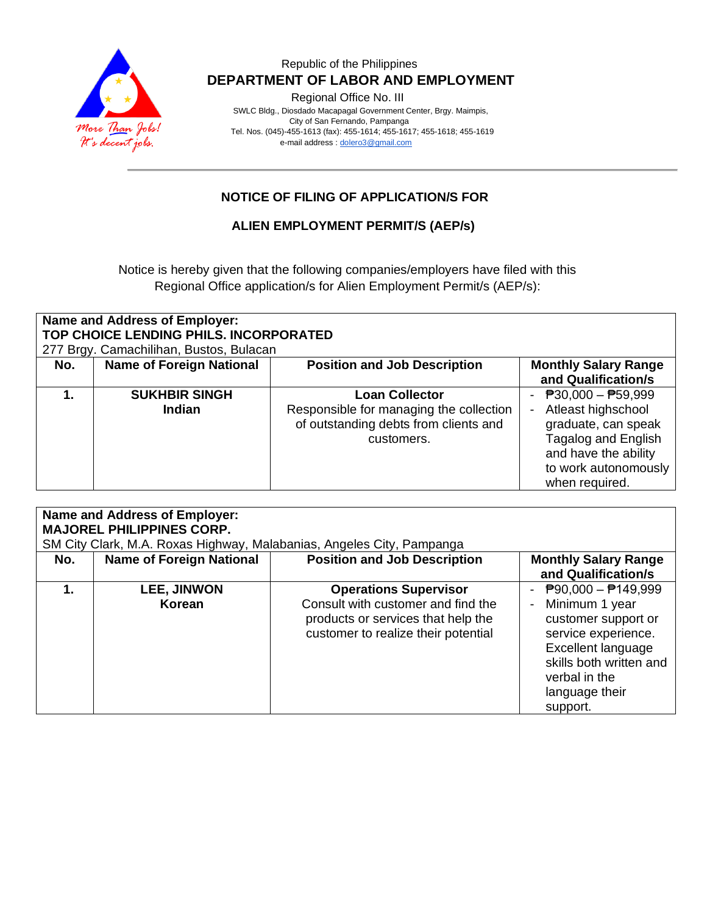Republic of the Philippines

**DEPARTMENT OF LABOR AND EMPLOYMENT**

Regional Office No. III

SWLC Bldg., Diosdado Macapagal Government Center, Brgy. Maimpis,
City of San Fernando, Pampanga
Tel. Nos. (045)-455-1613 (fax): 455-1614; 455-1617; 455-1618; 455-1619
e-mail address : dolero3@gmail.com

## NOTICE OF FILING OF APPLICATION/S FOR

## ALIEN EMPLOYMENT PERMIT/S (AEP/s)

Notice is hereby given that the following companies/employers have filed with this Regional Office application/s for Alien Employment Permit/s (AEP/s):

**Name and Address of Employer:**
**TOP CHOICE LENDING PHILS. INCORPORATED**
277 Brgy. Camachilihan, Bustos, Bulacan

| No. | Name of Foreign National | Position and Job Description | Monthly Salary Range and Qualification/s |
|---|---|---|---|
| **1.** | **SUKHBIR SINGH**<br>**Indian** | **Loan Collector**<br>Responsible for managing the collection of outstanding debts from clients and customers. | - ₱30,000 – ₱59,999<br>- Atleast highschool graduate, can speak Tagalog and English and have the ability to work autonomously when required. |

**Name and Address of Employer:**
**MAJOREL PHILIPPINES CORP.**
SM City Clark, M.A. Roxas Highway, Malabanias, Angeles City, Pampanga

| No. | Name of Foreign National | Position and Job Description | Monthly Salary Range and Qualification/s |
|---|---|---|---|
| **1.** | **LEE, JINWON**<br>**Korean** | **Operations Supervisor**<br>Consult with customer and find the products or services that help the customer to realize their potential | - ₱90,000 – ₱149,999<br>- Minimum 1 year customer support or service experience. Excellent language skills both written and verbal in the language their support. |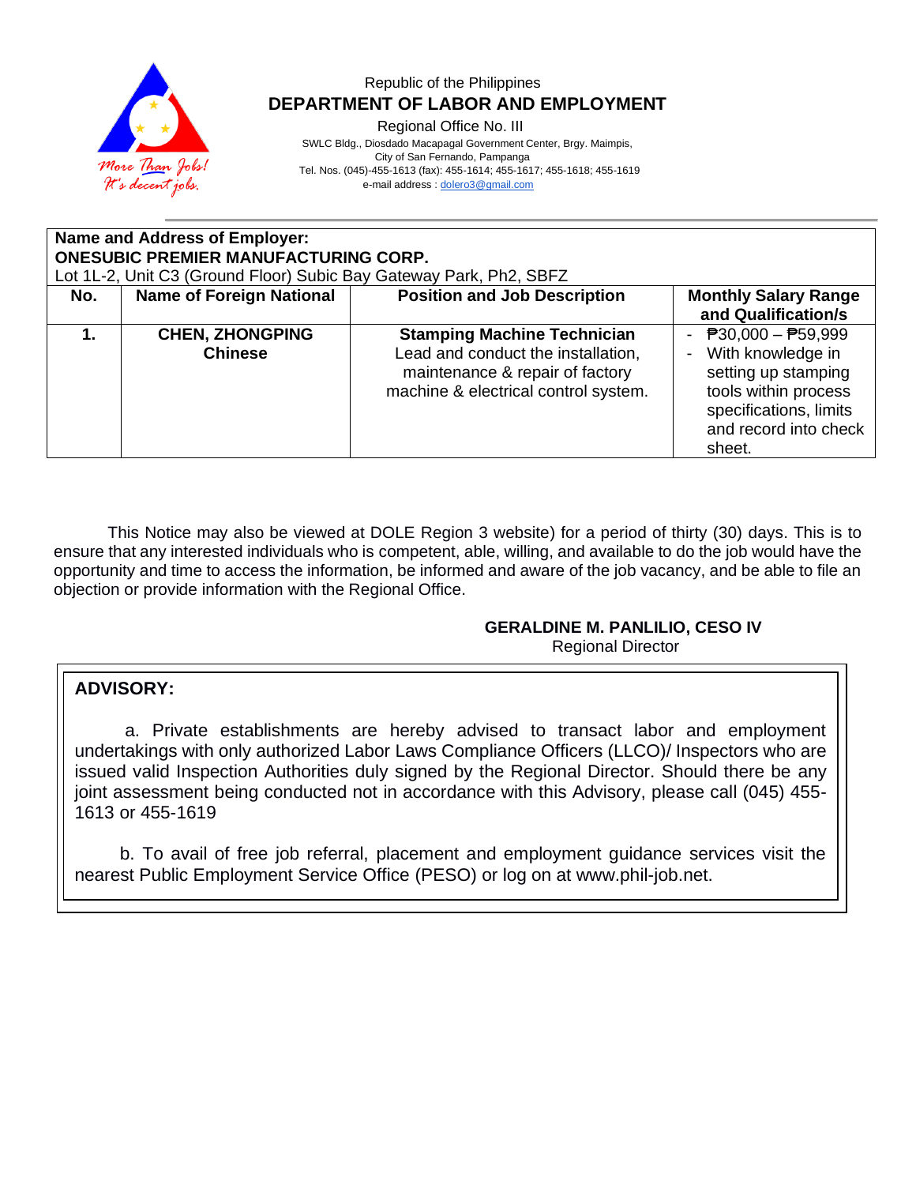Republic of the Philippines

**DEPARTMENT OF LABOR AND EMPLOYMENT**

Regional Office No. III

SWLC Bldg., Diosdado Macapagal Government Center, Brgy. Maimpis,
City of San Fernando, Pampanga
Tel. Nos. (045)-455-1613 (fax): 455-1614; 455-1617; 455-1618; 455-1619
e-mail address : dolero3@gmail.com

More Than Jobs! It's decent jobs.

**Name and Address of Employer:**
**ONESUBIC PREMIER MANUFACTURING CORP.**
Lot 1L-2, Unit C3 (Ground Floor) Subic Bay Gateway Park, Ph2, SBFZ

| No. | Name of Foreign National | Position and Job Description | Monthly Salary Range and Qualification/s |
|---|---|---|---|
| **1.** | **CHEN, ZHONGPING** **Chinese** | **Stamping Machine Technician** Lead and conduct the installation, maintenance & repair of factory machine & electrical control system. | - ₱30,000 – ₱59,999 - With knowledge in setting up stamping tools within process specifications, limits and record into check sheet. |

This Notice may also be viewed at DOLE Region 3 website) for a period of thirty (30) days. This is to ensure that any interested individuals who is competent, able, willing, and available to do the job would have the opportunity and time to access the information, be informed and aware of the job vacancy, and be able to file an objection or provide information with the Regional Office.

**GERALDINE M. PANLILIO, CESO IV**
Regional Director

**ADVISORY:**

a. Private establishments are hereby advised to transact labor and employment undertakings with only authorized Labor Laws Compliance Officers (LLCO)/ Inspectors who are issued valid Inspection Authorities duly signed by the Regional Director. Should there be any joint assessment being conducted not in accordance with this Advisory, please call (045) 455-1613 or 455-1619

b. To avail of free job referral, placement and employment guidance services visit the nearest Public Employment Service Office (PESO) or log on at www.phil-job.net.